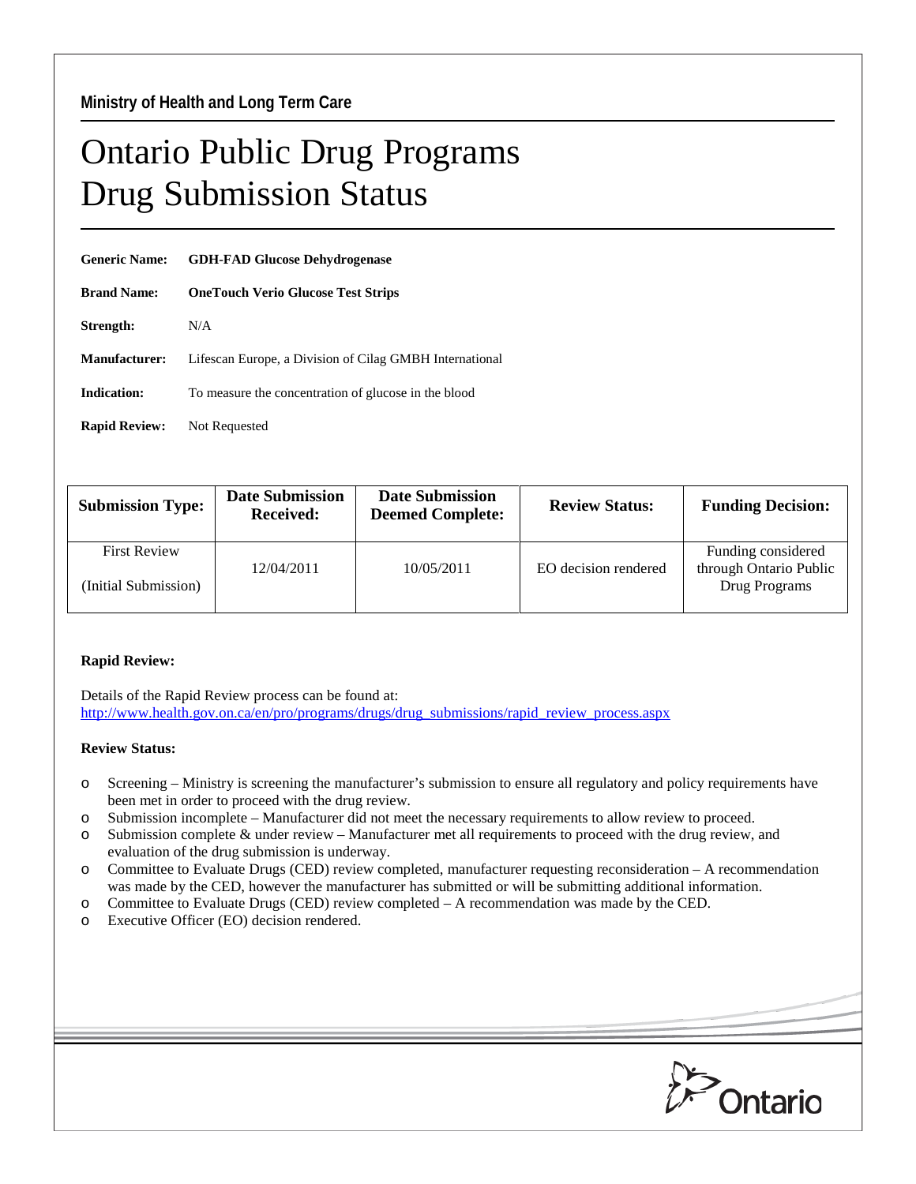Ministry of Health and Long Term Care

# Ontario Public Drug Programs
# Drug Submission Status

**Generic Name:** **GDH-FAD Glucose Dehydrogenase**

**Brand Name:** **OneTouch Verio Glucose Test Strips**

**Strength:** N/A

**Manufacturer:** Lifescan Europe, a Division of Cilag GMBH International

**Indication:** To measure the concentration of glucose in the blood

**Rapid Review:** Not Requested

| Submission Type: | Date Submission Received: | Date Submission Deemed Complete: | Review Status: | Funding Decision: |
|---|---|---|---|---|
| First Review (Initial Submission) | 12/04/2011 | 10/05/2011 | EO decision rendered | Funding considered through Ontario Public Drug Programs |

**Rapid Review:**

Details of the Rapid Review process can be found at:
http://www.health.gov.on.ca/en/pro/programs/drugs/drug_submissions/rapid_review_process.aspx

**Review Status:**

- Screening – Ministry is screening the manufacturer's submission to ensure all regulatory and policy requirements have been met in order to proceed with the drug review.
- Submission incomplete – Manufacturer did not meet the necessary requirements to allow review to proceed.
- Submission complete & under review – Manufacturer met all requirements to proceed with the drug review, and evaluation of the drug submission is underway.
- Committee to Evaluate Drugs (CED) review completed, manufacturer requesting reconsideration – A recommendation was made by the CED, however the manufacturer has submitted or will be submitting additional information.
- Committee to Evaluate Drugs (CED) review completed – A recommendation was made by the CED.
- Executive Officer (EO) decision rendered.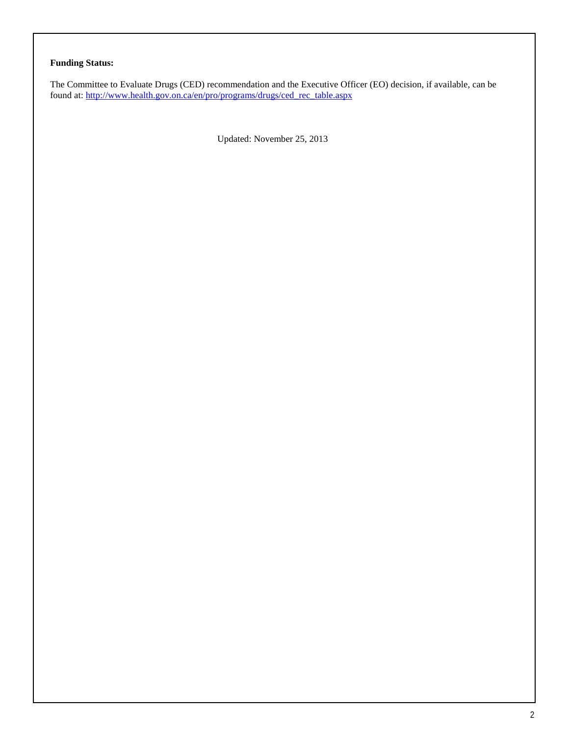**Funding Status:**

The Committee to Evaluate Drugs (CED) recommendation and the Executive Officer (EO) decision, if available, can be found at: [http://www.health.gov.on.ca/en/pro/programs/drugs/ced_rec_table.aspx](http://www.health.gov.on.ca/en/pro/programs/drugs/ced_rec_table.aspx)

Updated: November 25, 2013